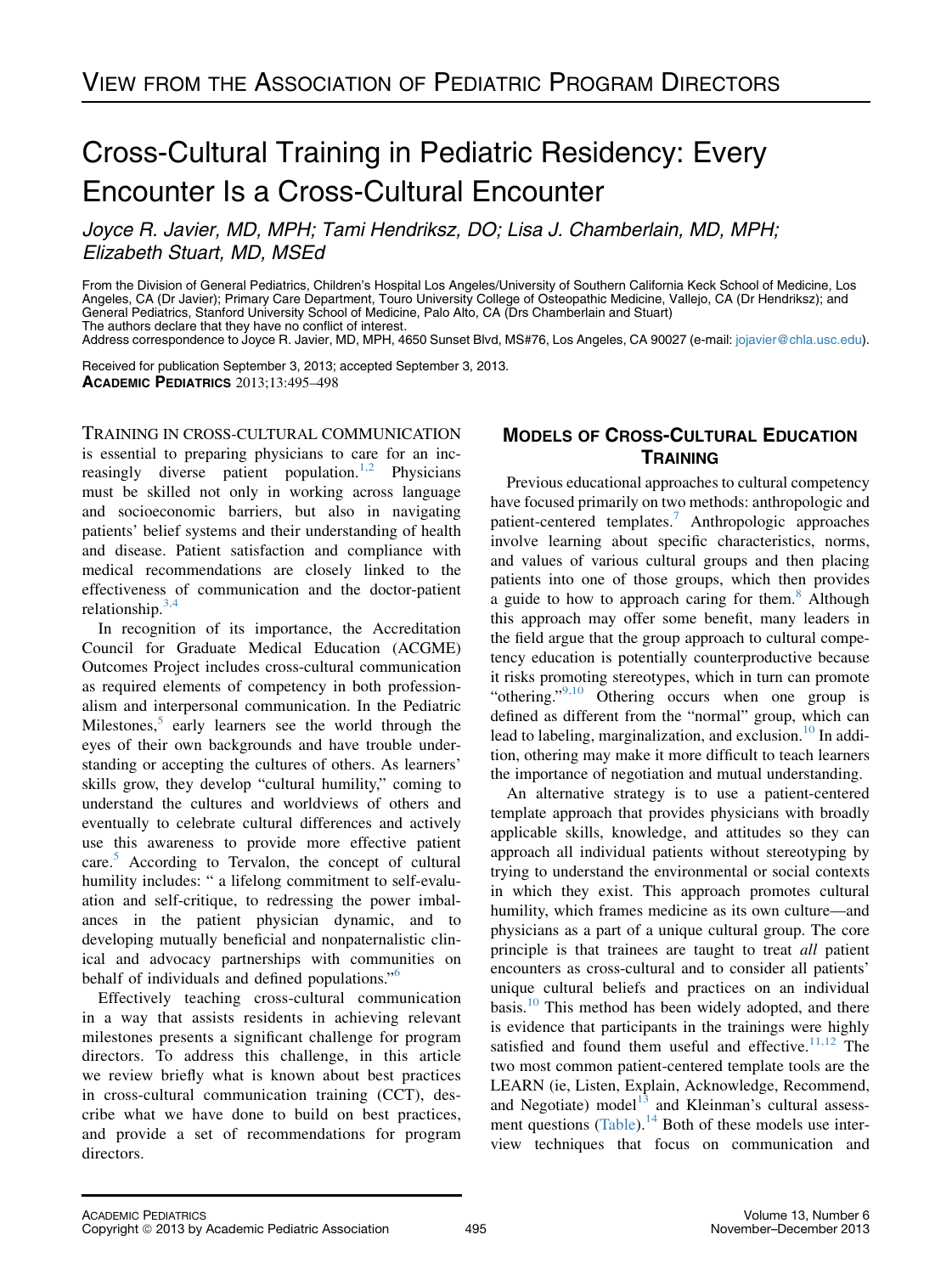VIEW FROM THE ASSOCIATION OF PEDIATRIC PROGRAM DIRECTORS

# Cross-Cultural Training in Pediatric Residency: Every Encounter Is a Cross-Cultural Encounter

*Joyce R. Javier, MD, MPH; Tami Hendriksz, DO; Lisa J. Chamberlain, MD, MPH; Elizabeth Stuart, MD, MSEd*

From the Division of General Pediatrics, Children's Hospital Los Angeles/University of Southern California Keck School of Medicine, Los Angeles, CA (Dr Javier); Primary Care Department, Touro University College of Osteopathic Medicine, Vallejo, CA (Dr Hendriksz); and General Pediatrics, Stanford University School of Medicine, Palo Alto, CA (Drs Chamberlain and Stuart)
The authors declare that they have no conflict of interest.
Address correspondence to Joyce R. Javier, MD, MPH, 4650 Sunset Blvd, MS#76, Los Angeles, CA 90027 (e-mail: jojavier@chla.usc.edu).

Received for publication September 3, 2013; accepted September 3, 2013.
ACADEMIC PEDIATRICS 2013;13:495–498

TRAINING IN CROSS-CULTURAL COMMUNICATION is essential to preparing physicians to care for an increasingly diverse patient population.[1,2] Physicians must be skilled not only in working across language and socioeconomic barriers, but also in navigating patients' belief systems and their understanding of health and disease. Patient satisfaction and compliance with medical recommendations are closely linked to the effectiveness of communication and the doctor-patient relationship.[3,4]

In recognition of its importance, the Accreditation Council for Graduate Medical Education (ACGME) Outcomes Project includes cross-cultural communication as required elements of competency in both professionalism and interpersonal communication. In the Pediatric Milestones,[5] early learners see the world through the eyes of their own backgrounds and have trouble understanding or accepting the cultures of others. As learners' skills grow, they develop "cultural humility," coming to understand the cultures and worldviews of others and eventually to celebrate cultural differences and actively use this awareness to provide more effective patient care.[5] According to Tervalon, the concept of cultural humility includes: " a lifelong commitment to self-evaluation and self-critique, to redressing the power imbalances in the patient physician dynamic, and to developing mutually beneficial and nonpaternalistic clinical and advocacy partnerships with communities on behalf of individuals and defined populations."[6]

Effectively teaching cross-cultural communication in a way that assists residents in achieving relevant milestones presents a significant challenge for program directors. To address this challenge, in this article we review briefly what is known about best practices in cross-cultural communication training (CCT), describe what we have done to build on best practices, and provide a set of recommendations for program directors.

## MODELS OF CROSS-CULTURAL EDUCATION TRAINING

Previous educational approaches to cultural competency have focused primarily on two methods: anthropologic and patient-centered templates.[7] Anthropologic approaches involve learning about specific characteristics, norms, and values of various cultural groups and then placing patients into one of those groups, which then provides a guide to how to approach caring for them.[8] Although this approach may offer some benefit, many leaders in the field argue that the group approach to cultural competency education is potentially counterproductive because it risks promoting stereotypes, which in turn can promote "othering."[9,10] Othering occurs when one group is defined as different from the "normal" group, which can lead to labeling, marginalization, and exclusion.[10] In addition, othering may make it more difficult to teach learners the importance of negotiation and mutual understanding.

An alternative strategy is to use a patient-centered template approach that provides physicians with broadly applicable skills, knowledge, and attitudes so they can approach all individual patients without stereotyping by trying to understand the environmental or social contexts in which they exist. This approach promotes cultural humility, which frames medicine as its own culture—and physicians as a part of a unique cultural group. The core principle is that trainees are taught to treat *all* patient encounters as cross-cultural and to consider all patients' unique cultural beliefs and practices on an individual basis.[10] This method has been widely adopted, and there is evidence that participants in the trainings were highly satisfied and found them useful and effective.[11,12] The two most common patient-centered template tools are the LEARN (ie, Listen, Explain, Acknowledge, Recommend, and Negotiate) model[13] and Kleinman's cultural assessment questions (Table).[14] Both of these models use interview techniques that focus on communication and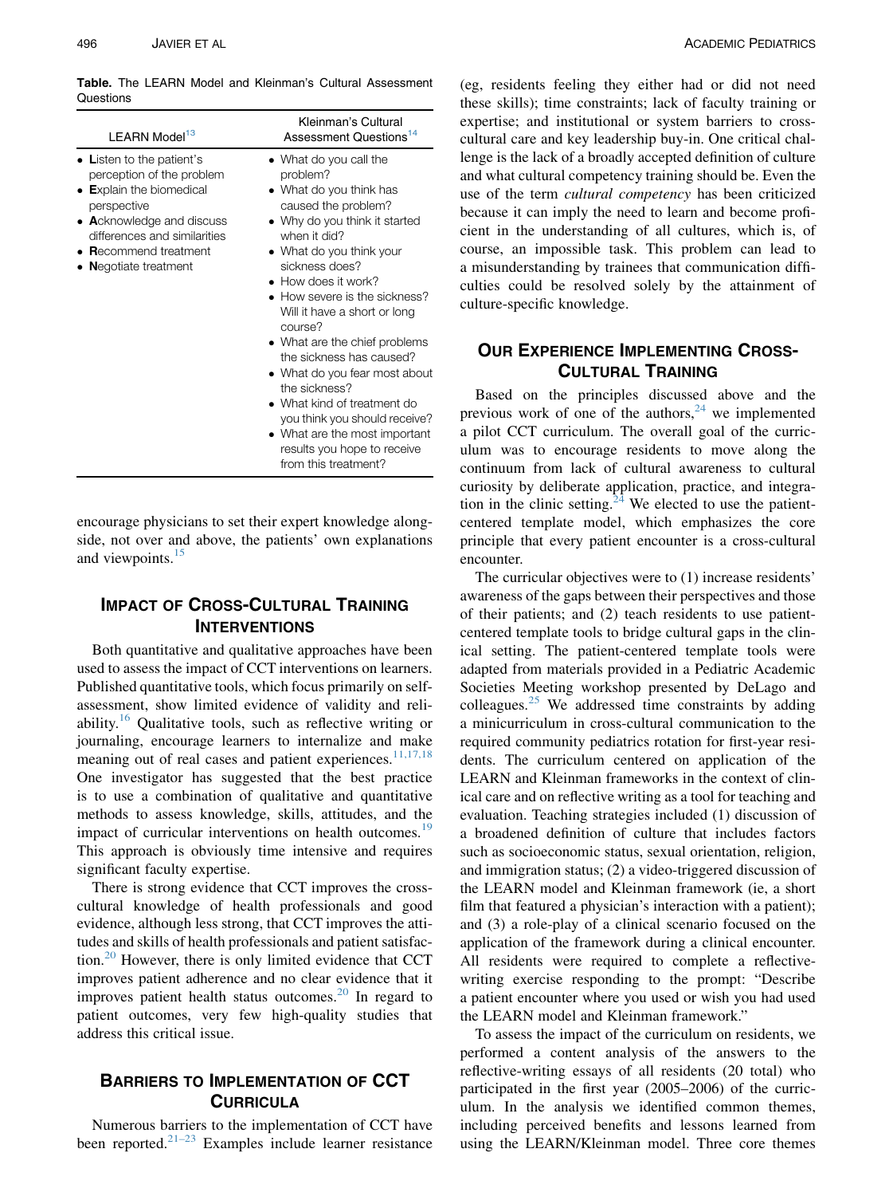**Table.** The LEARN Model and Kleinman's Cultural Assessment Questions

| LEARN Model[13] | Kleinman's Cultural Assessment Questions[14] |
|---|---|
| • **L**isten to the patient's perception of the problem<br>• **E**xplain the biomedical perspective<br>• **A**cknowledge and discuss differences and similarities<br>• **R**ecommend treatment<br>• **N**egotiate treatment | • What do you call the problem?<br>• What do you think has caused the problem?<br>• Why do you think it started when it did?<br>• What do you think your sickness does?<br>• How does it work?<br>• How severe is the sickness? Will it have a short or long course?<br>• What are the chief problems the sickness has caused?<br>• What do you fear most about the sickness?<br>• What kind of treatment do you think you should receive?<br>• What are the most important results you hope to receive from this treatment? |

encourage physicians to set their expert knowledge alongside, not over and above, the patients' own explanations and viewpoints.[15]

## Impact of Cross-Cultural Training Interventions

Both quantitative and qualitative approaches have been used to assess the impact of CCT interventions on learners. Published quantitative tools, which focus primarily on self-assessment, show limited evidence of validity and reliability.[16] Qualitative tools, such as reflective writing or journaling, encourage learners to internalize and make meaning out of real cases and patient experiences.[11,17,18] One investigator has suggested that the best practice is to use a combination of qualitative and quantitative methods to assess knowledge, skills, attitudes, and the impact of curricular interventions on health outcomes.[19] This approach is obviously time intensive and requires significant faculty expertise.

There is strong evidence that CCT improves the cross-cultural knowledge of health professionals and good evidence, although less strong, that CCT improves the attitudes and skills of health professionals and patient satisfaction.[20] However, there is only limited evidence that CCT improves patient adherence and no clear evidence that it improves patient health status outcomes.[20] In regard to patient outcomes, very few high-quality studies that address this critical issue.

## Barriers to Implementation of CCT Curricula

Numerous barriers to the implementation of CCT have been reported.[21–23] Examples include learner resistance (eg, residents feeling they either had or did not need these skills); time constraints; lack of faculty training or expertise; and institutional or system barriers to cross-cultural care and key leadership buy-in. One critical challenge is the lack of a broadly accepted definition of culture and what cultural competency training should be. Even the use of the term *cultural competency* has been criticized because it can imply the need to learn and become proficient in the understanding of all cultures, which is, of course, an impossible task. This problem can lead to a misunderstanding by trainees that communication difficulties could be resolved solely by the attainment of culture-specific knowledge.

## Our Experience Implementing Cross-Cultural Training

Based on the principles discussed above and the previous work of one of the authors,[24] we implemented a pilot CCT curriculum. The overall goal of the curriculum was to encourage residents to move along the continuum from lack of cultural awareness to cultural curiosity by deliberate application, practice, and integration in the clinic setting.[24] We elected to use the patient-centered template model, which emphasizes the core principle that every patient encounter is a cross-cultural encounter.

The curricular objectives were to (1) increase residents' awareness of the gaps between their perspectives and those of their patients; and (2) teach residents to use patient-centered template tools to bridge cultural gaps in the clinical setting. The patient-centered template tools were adapted from materials provided in a Pediatric Academic Societies Meeting workshop presented by DeLago and colleagues.[25] We addressed time constraints by adding a minicurriculum in cross-cultural communication to the required community pediatrics rotation for first-year residents. The curriculum centered on application of the LEARN and Kleinman frameworks in the context of clinical care and on reflective writing as a tool for teaching and evaluation. Teaching strategies included (1) discussion of a broadened definition of culture that includes factors such as socioeconomic status, sexual orientation, religion, and immigration status; (2) a video-triggered discussion of the LEARN model and Kleinman framework (ie, a short film that featured a physician's interaction with a patient); and (3) a role-play of a clinical scenario focused on the application of the framework during a clinical encounter. All residents were required to complete a reflective-writing exercise responding to the prompt: "Describe a patient encounter where you used or wish you had used the LEARN model and Kleinman framework."

To assess the impact of the curriculum on residents, we performed a content analysis of the answers to the reflective-writing essays of all residents (20 total) who participated in the first year (2005–2006) of the curriculum. In the analysis we identified common themes, including perceived benefits and lessons learned from using the LEARN/Kleinman model. Three core themes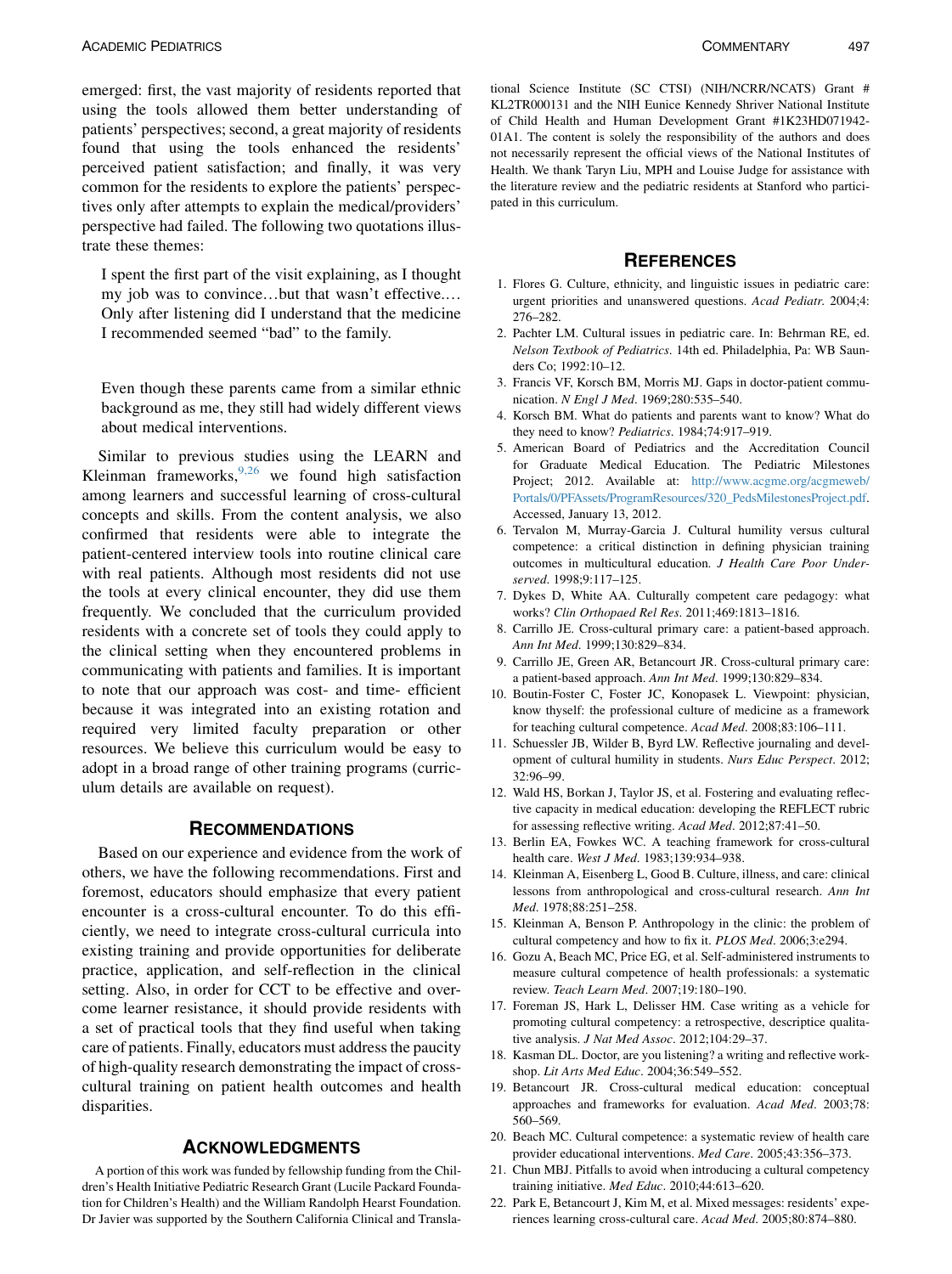emerged: first, the vast majority of residents reported that using the tools allowed them better understanding of patients' perspectives; second, a great majority of residents found that using the tools enhanced the residents' perceived patient satisfaction; and finally, it was very common for the residents to explore the patients' perspectives only after attempts to explain the medical/providers' perspective had failed. The following two quotations illustrate these themes:

> I spent the first part of the visit explaining, as I thought my job was to convince…but that wasn't effective.… Only after listening did I understand that the medicine I recommended seemed "bad" to the family.

> Even though these parents came from a similar ethnic background as me, they still had widely different views about medical interventions.

Similar to previous studies using the LEARN and Kleinman frameworks,[9,26] we found high satisfaction among learners and successful learning of cross-cultural concepts and skills. From the content analysis, we also confirmed that residents were able to integrate the patient-centered interview tools into routine clinical care with real patients. Although most residents did not use the tools at every clinical encounter, they did use them frequently. We concluded that the curriculum provided residents with a concrete set of tools they could apply to the clinical setting when they encountered problems in communicating with patients and families. It is important to note that our approach was cost- and time- efficient because it was integrated into an existing rotation and required very limited faculty preparation or other resources. We believe this curriculum would be easy to adopt in a broad range of other training programs (curriculum details are available on request).

## Recommendations

Based on our experience and evidence from the work of others, we have the following recommendations. First and foremost, educators should emphasize that every patient encounter is a cross-cultural encounter. To do this efficiently, we need to integrate cross-cultural curricula into existing training and provide opportunities for deliberate practice, application, and self-reflection in the clinical setting. Also, in order for CCT to be effective and overcome learner resistance, it should provide residents with a set of practical tools that they find useful when taking care of patients. Finally, educators must address the paucity of high-quality research demonstrating the impact of cross-cultural training on patient health outcomes and health disparities.

## Acknowledgments

A portion of this work was funded by fellowship funding from the Children's Health Initiative Pediatric Research Grant (Lucile Packard Foundation for Children's Health) and the William Randolph Hearst Foundation. Dr Javier was supported by the Southern California Clinical and Translational Science Institute (SC CTSI) (NIH/NCRR/NCATS) Grant # KL2TR000131 and the NIH Eunice Kennedy Shriver National Institute of Child Health and Human Development Grant #1K23HD071942-01A1. The content is solely the responsibility of the authors and does not necessarily represent the official views of the National Institutes of Health. We thank Taryn Liu, MPH and Louise Judge for assistance with the literature review and the pediatric residents at Stanford who participated in this curriculum.

## References

1. Flores G. Culture, ethnicity, and linguistic issues in pediatric care: urgent priorities and unanswered questions. *Acad Pediatr*. 2004;4: 276–282.
2. Pachter LM. Cultural issues in pediatric care. In: Behrman RE, ed. *Nelson Textbook of Pediatrics*. 14th ed. Philadelphia, Pa: WB Saunders Co; 1992:10–12.
3. Francis VF, Korsch BM, Morris MJ. Gaps in doctor-patient communication. *N Engl J Med*. 1969;280:535–540.
4. Korsch BM. What do patients and parents want to know? What do they need to know? *Pediatrics*. 1984;74:917–919.
5. American Board of Pediatrics and the Accreditation Council for Graduate Medical Education. The Pediatric Milestones Project; 2012. Available at: http://www.acgme.org/acgmeweb/Portals/0/PFAssets/ProgramResources/320_PedsMilestonesProject.pdf. Accessed, January 13, 2012.
6. Tervalon M, Murray-Garcia J. Cultural humility versus cultural competence: a critical distinction in defining physician training outcomes in multicultural education. *J Health Care Poor Underserved*. 1998;9:117–125.
7. Dykes D, White AA. Culturally competent care pedagogy: what works? *Clin Orthopaed Rel Res*. 2011;469:1813–1816.
8. Carrillo JE. Cross-cultural primary care: a patient-based approach. *Ann Int Med*. 1999;130:829–834.
9. Carrillo JE, Green AR, Betancourt JR. Cross-cultural primary care: a patient-based approach. *Ann Int Med*. 1999;130:829–834.
10. Boutin-Foster C, Foster JC, Konopasek L. Viewpoint: physician, know thyself: the professional culture of medicine as a framework for teaching cultural competence. *Acad Med*. 2008;83:106–111.
11. Schuessler JB, Wilder B, Byrd LW. Reflective journaling and development of cultural humility in students. *Nurs Educ Perspect*. 2012; 32:96–99.
12. Wald HS, Borkan J, Taylor JS, et al. Fostering and evaluating reflective capacity in medical education: developing the REFLECT rubric for assessing reflective writing. *Acad Med*. 2012;87:41–50.
13. Berlin EA, Fowkes WC. A teaching framework for cross-cultural health care. *West J Med*. 1983;139:934–938.
14. Kleinman A, Eisenberg L, Good B. Culture, illness, and care: clinical lessons from anthropological and cross-cultural research. *Ann Int Med*. 1978;88:251–258.
15. Kleinman A, Benson P. Anthropology in the clinic: the problem of cultural competency and how to fix it. *PLOS Med*. 2006;3:e294.
16. Gozu A, Beach MC, Price EG, et al. Self-administered instruments to measure cultural competence of health professionals: a systematic review. *Teach Learn Med*. 2007;19:180–190.
17. Foreman JS, Hark L, Delisser HM. Case writing as a vehicle for promoting cultural competency: a retrospective, descriptice qualitative analysis. *J Nat Med Assoc*. 2012;104:29–37.
18. Kasman DL. Doctor, are you listening? a writing and reflective workshop. *Lit Arts Med Educ*. 2004;36:549–552.
19. Betancourt JR. Cross-cultural medical education: conceptual approaches and frameworks for evaluation. *Acad Med*. 2003;78: 560–569.
20. Beach MC. Cultural competence: a systematic review of health care provider educational interventions. *Med Care*. 2005;43:356–373.
21. Chun MBJ. Pitfalls to avoid when introducing a cultural competency training initiative. *Med Educ*. 2010;44:613–620.
22. Park E, Betancourt J, Kim M, et al. Mixed messages: residents' experiences learning cross-cultural care. *Acad Med*. 2005;80:874–880.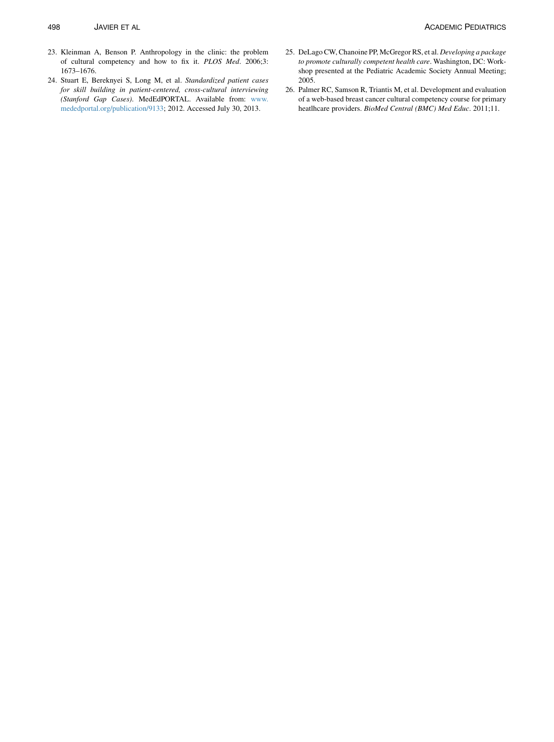23. Kleinman A, Benson P. Anthropology in the clinic: the problem of cultural competency and how to fix it. *PLOS Med*. 2006;3: 1673–1676.
24. Stuart E, Bereknyei S, Long M, et al. *Standardized patient cases for skill building in patient-centered, cross-cultural interviewing (Stanford Gap Cases)*. MedEdPORTAL. Available from: www.mededportal.org/publication/9133; 2012. Accessed July 30, 2013.
25. DeLago CW, Chanoine PP, McGregor RS, et al. *Developing a package to promote culturally competent health care*. Washington, DC: Workshop presented at the Pediatric Academic Society Annual Meeting; 2005.
26. Palmer RC, Samson R, Triantis M, et al. Development and evaluation of a web-based breast cancer cultural competency course for primary heatlhcare providers. *BioMed Central (BMC) Med Educ*. 2011;11.